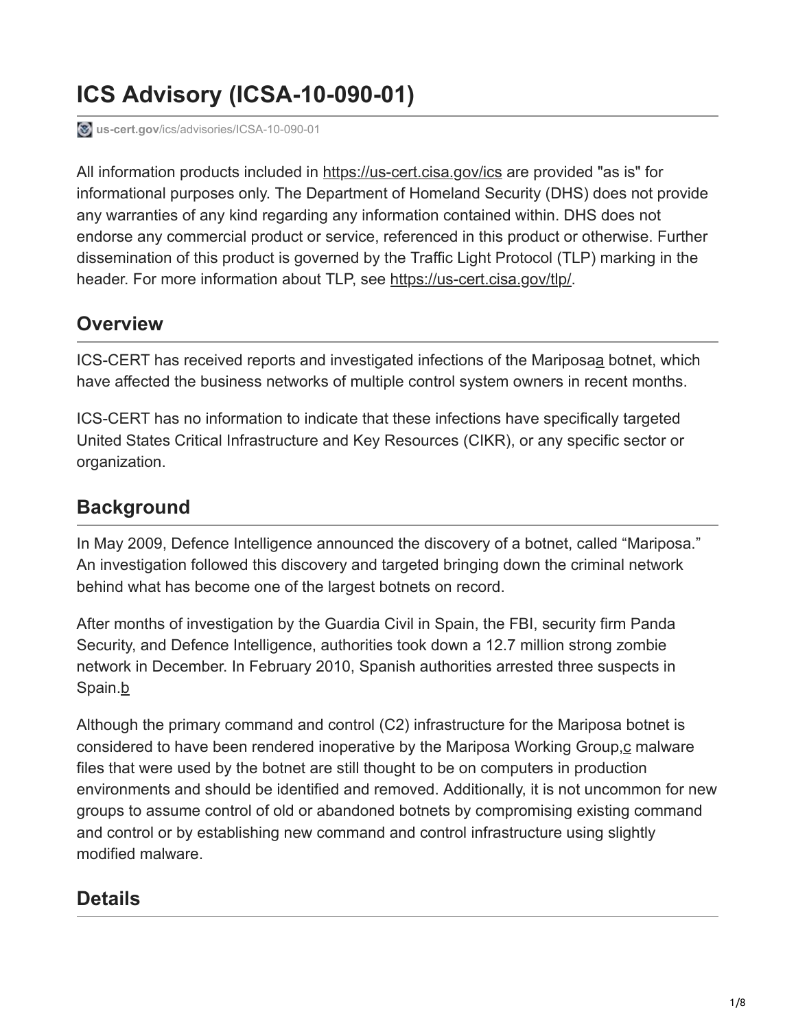# ICS Advisory (ICSA-10-090-01)

us-cert.gov/ics/advisories/ICSA-10-090-01

All information products included in https://us-cert.cisa.gov/ics are provided "as is" for informational purposes only. The Department of Homeland Security (DHS) does not provide any warranties of any kind regarding any information contained within. DHS does not endorse any commercial product or service, referenced in this product or otherwise. Further dissemination of this product is governed by the Traffic Light Protocol (TLP) marking in the header. For more information about TLP, see https://us-cert.cisa.gov/tlp/.

## Overview

ICS-CERT has received reports and investigated infections of the Mariposa[a] botnet, which have affected the business networks of multiple control system owners in recent months.

ICS-CERT has no information to indicate that these infections have specifically targeted United States Critical Infrastructure and Key Resources (CIKR), or any specific sector or organization.

## Background

In May 2009, Defence Intelligence announced the discovery of a botnet, called “Mariposa.” An investigation followed this discovery and targeted bringing down the criminal network behind what has become one of the largest botnets on record.

After months of investigation by the Guardia Civil in Spain, the FBI, security firm Panda Security, and Defence Intelligence, authorities took down a 12.7 million strong zombie network in December. In February 2010, Spanish authorities arrested three suspects in Spain.[b]

Although the primary command and control (C2) infrastructure for the Mariposa botnet is considered to have been rendered inoperative by the Mariposa Working Group,[c] malware files that were used by the botnet are still thought to be on computers in production environments and should be identified and removed. Additionally, it is not uncommon for new groups to assume control of old or abandoned botnets by compromising existing command and control or by establishing new command and control infrastructure using slightly modified malware.

## Details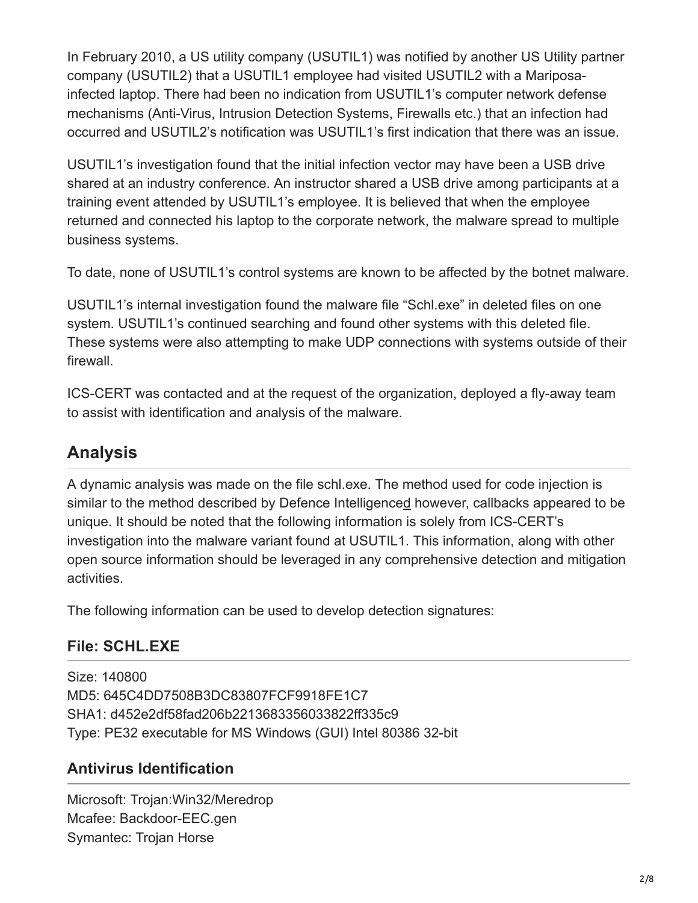In February 2010, a US utility company (USUTIL1) was notified by another US Utility partner company (USUTIL2) that a USUTIL1 employee had visited USUTIL2 with a Mariposa-infected laptop. There had been no indication from USUTIL1's computer network defense mechanisms (Anti-Virus, Intrusion Detection Systems, Firewalls etc.) that an infection had occurred and USUTIL2's notification was USUTIL1's first indication that there was an issue.

USUTIL1's investigation found that the initial infection vector may have been a USB drive shared at an industry conference. An instructor shared a USB drive among participants at a training event attended by USUTIL1's employee. It is believed that when the employee returned and connected his laptop to the corporate network, the malware spread to multiple business systems.

To date, none of USUTIL1's control systems are known to be affected by the botnet malware.

USUTIL1's internal investigation found the malware file "Schl.exe" in deleted files on one system. USUTIL1's continued searching and found other systems with this deleted file. These systems were also attempting to make UDP connections with systems outside of their firewall.

ICS-CERT was contacted and at the request of the organization, deployed a fly-away team to assist with identification and analysis of the malware.

## Analysis

A dynamic analysis was made on the file schl.exe. The method used for code injection is similar to the method described by Defence Intelligenced however, callbacks appeared to be unique. It should be noted that the following information is solely from ICS-CERT's investigation into the malware variant found at USUTIL1. This information, along with other open source information should be leveraged in any comprehensive detection and mitigation activities.

The following information can be used to develop detection signatures:

### File: SCHL.EXE

Size: 140800
MD5: 645C4DD7508B3DC83807FCF9918FE1C7
SHA1: d452e2df58fad206b2213683356033822ff335c9
Type: PE32 executable for MS Windows (GUI) Intel 80386 32-bit

### Antivirus Identification

Microsoft: Trojan:Win32/Meredrop
Mcafee: Backdoor-EEC.gen
Symantec: Trojan Horse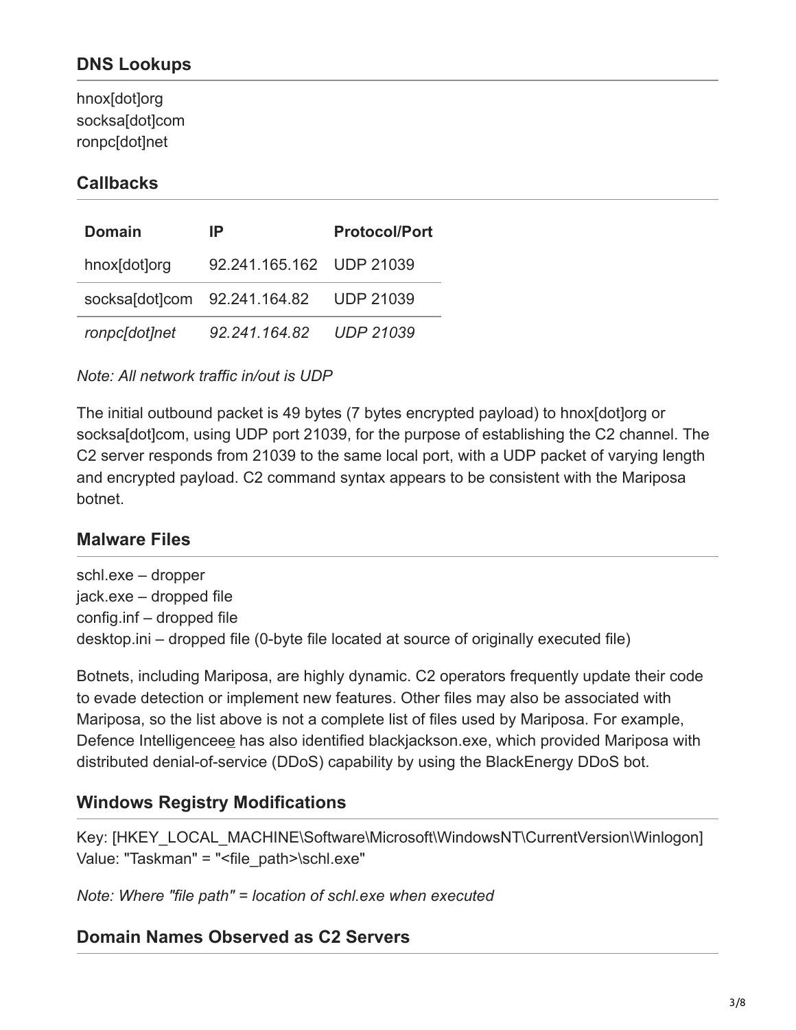## DNS Lookups

hnox[dot]org
socksa[dot]com
ronpc[dot]net

## Callbacks

| Domain | IP | Protocol/Port |
| --- | --- | --- |
| hnox[dot]org | 92.241.165.162 | UDP 21039 |
| socksa[dot]com | 92.241.164.82 | UDP 21039 |
| *ronpc[dot]net* | *92.241.164.82* | *UDP 21039* |

*Note: All network traffic in/out is UDP*

The initial outbound packet is 49 bytes (7 bytes encrypted payload) to hnox[dot]org or socksa[dot]com, using UDP port 21039, for the purpose of establishing the C2 channel. The C2 server responds from 21039 to the same local port, with a UDP packet of varying length and encrypted payload. C2 command syntax appears to be consistent with the Mariposa botnet.

## Malware Files

schl.exe – dropper
jack.exe – dropped file
config.inf – dropped file
desktop.ini – dropped file (0-byte file located at source of originally executed file)

Botnets, including Mariposa, are highly dynamic. C2 operators frequently update their code to evade detection or implement new features. Other files may also be associated with Mariposa, so the list above is not a complete list of files used by Mariposa. For example, Defence Intelligenceee has also identified blackjackson.exe, which provided Mariposa with distributed denial-of-service (DDoS) capability by using the BlackEnergy DDoS bot.

## Windows Registry Modifications

Key: [HKEY_LOCAL_MACHINE\Software\Microsoft\WindowsNT\CurrentVersion\Winlogon]
Value: "Taskman" = "<file_path>\schl.exe"

*Note: Where "file path" = location of schl.exe when executed*

## Domain Names Observed as C2 Servers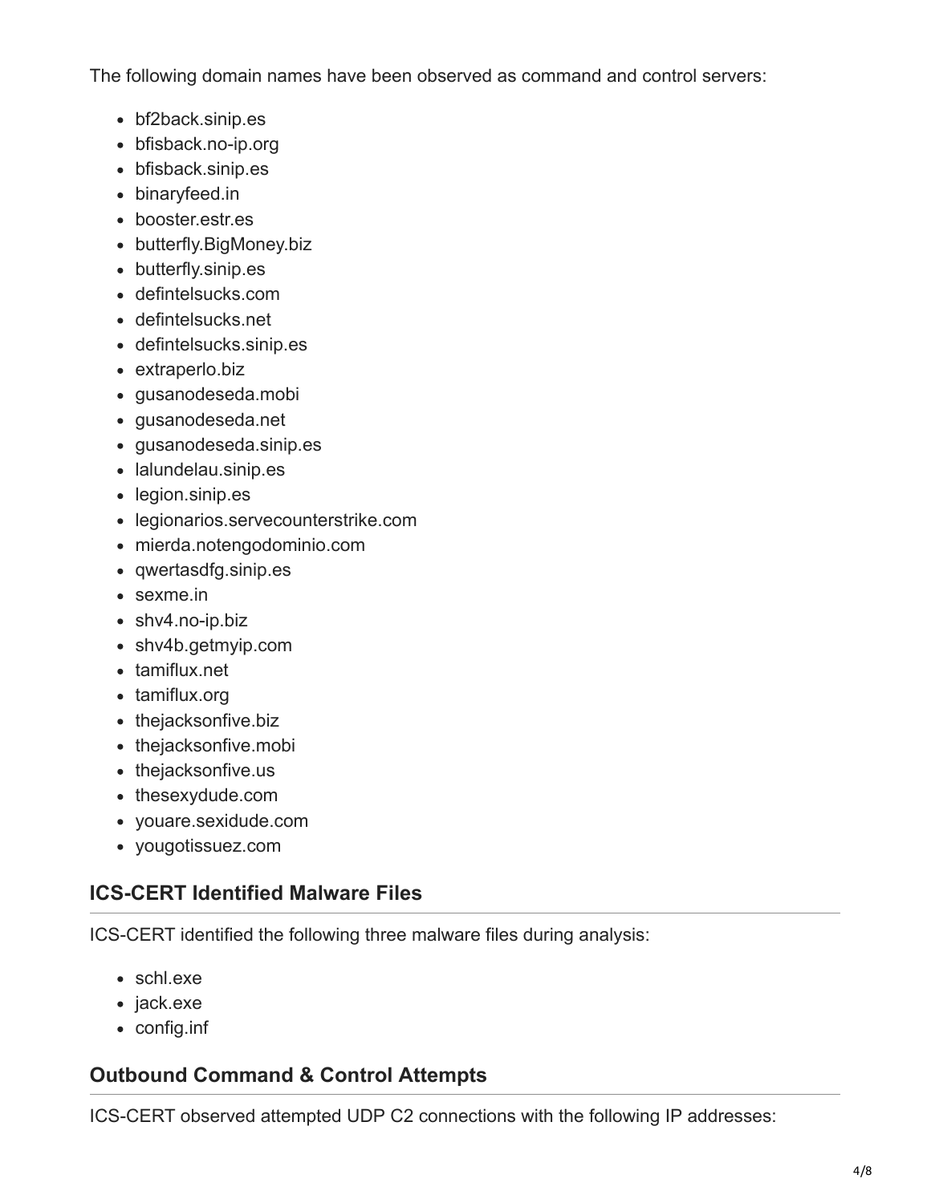The following domain names have been observed as command and control servers:

- bf2back.sinip.es
- bfisback.no-ip.org
- bfisback.sinip.es
- binaryfeed.in
- booster.estr.es
- butterfly.BigMoney.biz
- butterfly.sinip.es
- defintelsucks.com
- defintelsucks.net
- defintelsucks.sinip.es
- extraperlo.biz
- gusanodeseda.mobi
- gusanodeseda.net
- gusanodeseda.sinip.es
- lalundelau.sinip.es
- legion.sinip.es
- legionarios.servecounterstrike.com
- mierda.notengodominio.com
- qwertasdfg.sinip.es
- sexme.in
- shv4.no-ip.biz
- shv4b.getmyip.com
- tamiflux.net
- tamiflux.org
- thejacksonfive.biz
- thejacksonfive.mobi
- thejacksonfive.us
- thesexydude.com
- youare.sexidude.com
- yougotissuez.com

## ICS-CERT Identified Malware Files

ICS-CERT identified the following three malware files during analysis:

- schl.exe
- jack.exe
- config.inf

## Outbound Command & Control Attempts

ICS-CERT observed attempted UDP C2 connections with the following IP addresses: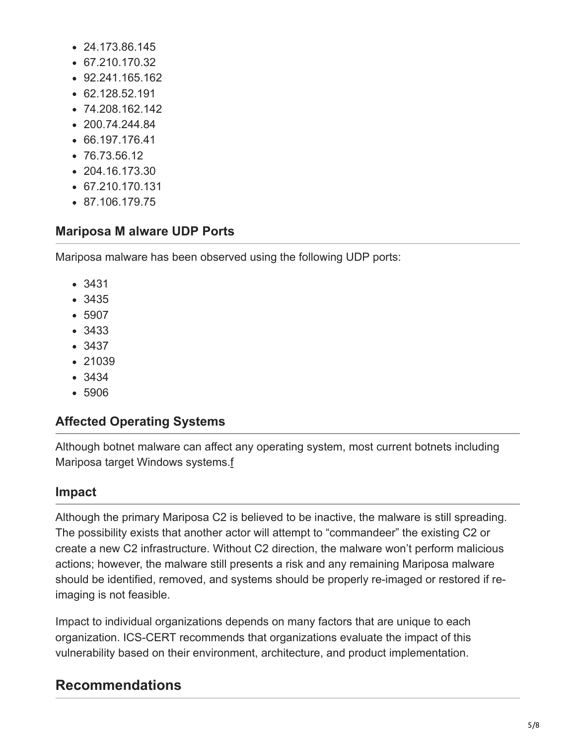- 24.173.86.145
- 67.210.170.32
- 92.241.165.162
- 62.128.52.191
- 74.208.162.142
- 200.74.244.84
- 66.197.176.41
- 76.73.56.12
- 204.16.173.30
- 67.210.170.131
- 87.106.179.75

### Mariposa M alware UDP Ports

Mariposa malware has been observed using the following UDP ports:

- 3431
- 3435
- 5907
- 3433
- 3437
- 21039
- 3434
- 5906

### Affected Operating Systems

Although botnet malware can affect any operating system, most current botnets including Mariposa target Windows systems.f

### Impact

Although the primary Mariposa C2 is believed to be inactive, the malware is still spreading. The possibility exists that another actor will attempt to "commandeer" the existing C2 or create a new C2 infrastructure. Without C2 direction, the malware won't perform malicious actions; however, the malware still presents a risk and any remaining Mariposa malware should be identified, removed, and systems should be properly re-imaged or restored if re-imaging is not feasible.

Impact to individual organizations depends on many factors that are unique to each organization. ICS-CERT recommends that organizations evaluate the impact of this vulnerability based on their environment, architecture, and product implementation.

## Recommendations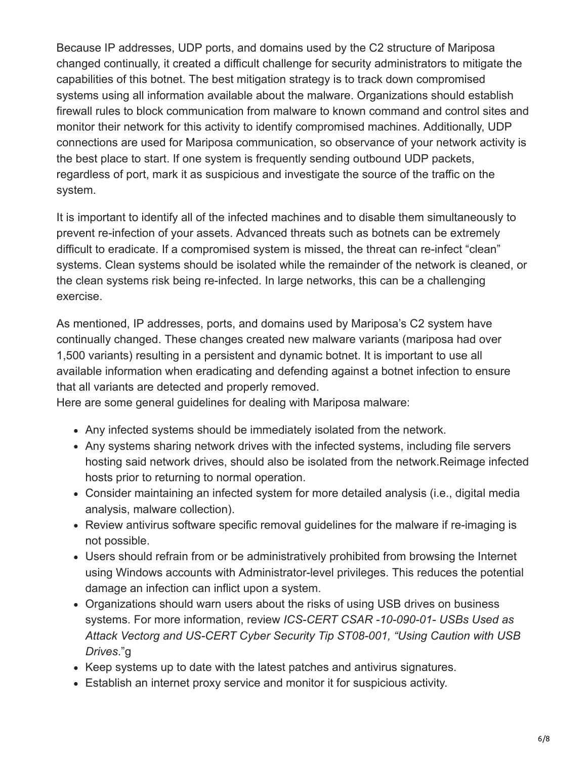Because IP addresses, UDP ports, and domains used by the C2 structure of Mariposa changed continually, it created a difficult challenge for security administrators to mitigate the capabilities of this botnet. The best mitigation strategy is to track down compromised systems using all information available about the malware. Organizations should establish firewall rules to block communication from malware to known command and control sites and monitor their network for this activity to identify compromised machines. Additionally, UDP connections are used for Mariposa communication, so observance of your network activity is the best place to start. If one system is frequently sending outbound UDP packets, regardless of port, mark it as suspicious and investigate the source of the traffic on the system.

It is important to identify all of the infected machines and to disable them simultaneously to prevent re-infection of your assets. Advanced threats such as botnets can be extremely difficult to eradicate. If a compromised system is missed, the threat can re-infect "clean" systems. Clean systems should be isolated while the remainder of the network is cleaned, or the clean systems risk being re-infected. In large networks, this can be a challenging exercise.

As mentioned, IP addresses, ports, and domains used by Mariposa's C2 system have continually changed. These changes created new malware variants (mariposa had over 1,500 variants) resulting in a persistent and dynamic botnet. It is important to use all available information when eradicating and defending against a botnet infection to ensure that all variants are detected and properly removed.
Here are some general guidelines for dealing with Mariposa malware:

- Any infected systems should be immediately isolated from the network.
- Any systems sharing network drives with the infected systems, including file servers hosting said network drives, should also be isolated from the network.Reimage infected hosts prior to returning to normal operation.
- Consider maintaining an infected system for more detailed analysis (i.e., digital media analysis, malware collection).
- Review antivirus software specific removal guidelines for the malware if re-imaging is not possible.
- Users should refrain from or be administratively prohibited from browsing the Internet using Windows accounts with Administrator-level privileges. This reduces the potential damage an infection can inflict upon a system.
- Organizations should warn users about the risks of using USB drives on business systems. For more information, review *ICS-CERT CSAR -10-090-01- USBs Used as Attack Vectorg and US-CERT Cyber Security Tip ST08-001, "Using Caution with USB Drives*."g
- Keep systems up to date with the latest patches and antivirus signatures.
- Establish an internet proxy service and monitor it for suspicious activity.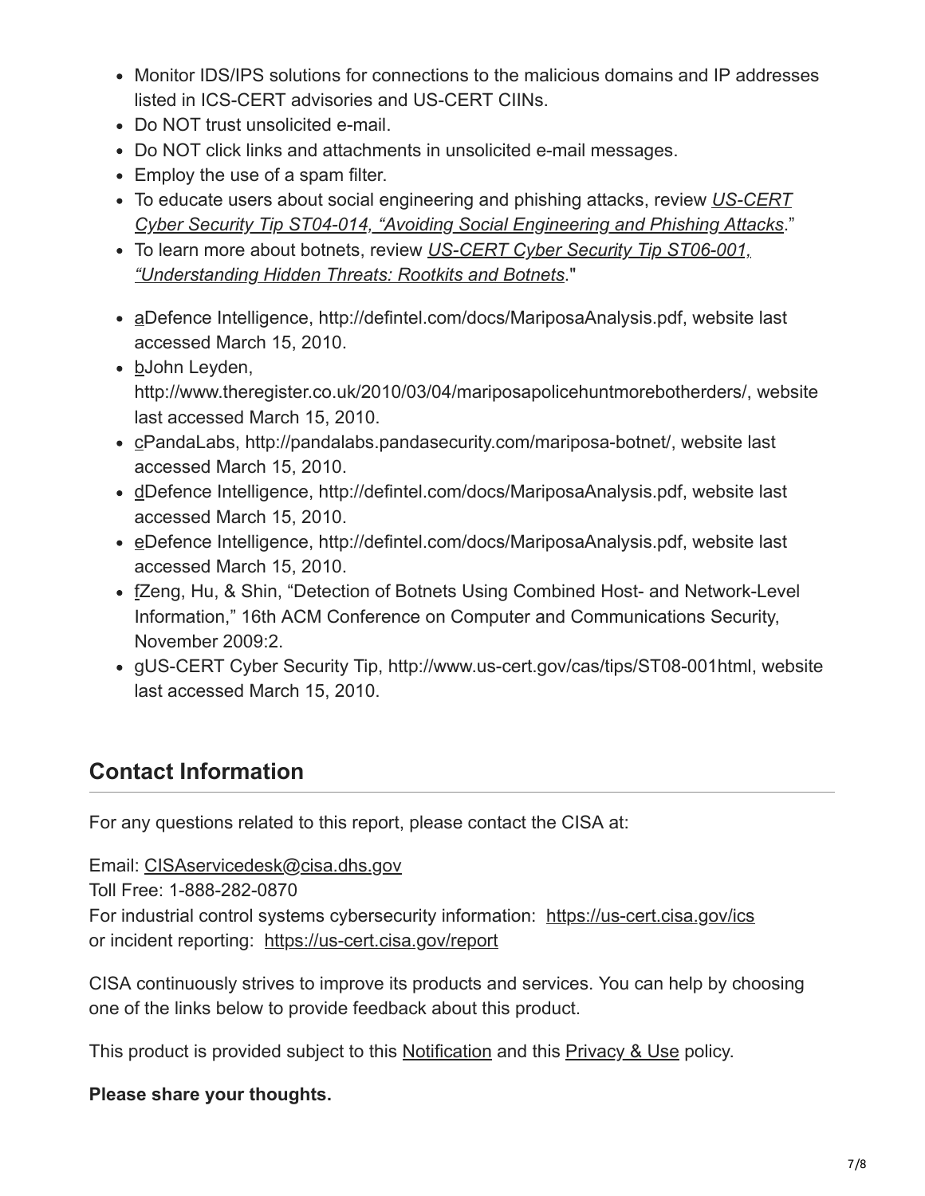- Monitor IDS/IPS solutions for connections to the malicious domains and IP addresses listed in ICS-CERT advisories and US-CERT CIINs.
- Do NOT trust unsolicited e-mail.
- Do NOT click links and attachments in unsolicited e-mail messages.
- Employ the use of a spam filter.
- To educate users about social engineering and phishing attacks, review *US-CERT Cyber Security Tip ST04-014, "Avoiding Social Engineering and Phishing Attacks*."
- To learn more about botnets, review *US-CERT Cyber Security Tip ST06-001, "Understanding Hidden Threats: Rootkits and Botnets*."

- aDefence Intelligence, http://defintel.com/docs/MariposaAnalysis.pdf, website last accessed March 15, 2010.
- bJohn Leyden, http://www.theregister.co.uk/2010/03/04/mariposapolicehuntmorebotherders/, website last accessed March 15, 2010.
- cPandaLabs, http://pandalabs.pandasecurity.com/mariposa-botnet/, website last accessed March 15, 2010.
- dDefence Intelligence, http://defintel.com/docs/MariposaAnalysis.pdf, website last accessed March 15, 2010.
- eDefence Intelligence, http://defintel.com/docs/MariposaAnalysis.pdf, website last accessed March 15, 2010.
- fZeng, Hu, & Shin, "Detection of Botnets Using Combined Host- and Network-Level Information," 16th ACM Conference on Computer and Communications Security, November 2009:2.
- gUS-CERT Cyber Security Tip, http://www.us-cert.gov/cas/tips/ST08-001html, website last accessed March 15, 2010.

## Contact Information

For any questions related to this report, please contact the CISA at:

Email: CISAservicedesk@cisa.dhs.gov
Toll Free: 1-888-282-0870
For industrial control systems cybersecurity information: https://us-cert.cisa.gov/ics
or incident reporting: https://us-cert.cisa.gov/report

CISA continuously strives to improve its products and services. You can help by choosing one of the links below to provide feedback about this product.

This product is provided subject to this Notification and this Privacy & Use policy.

**Please share your thoughts.**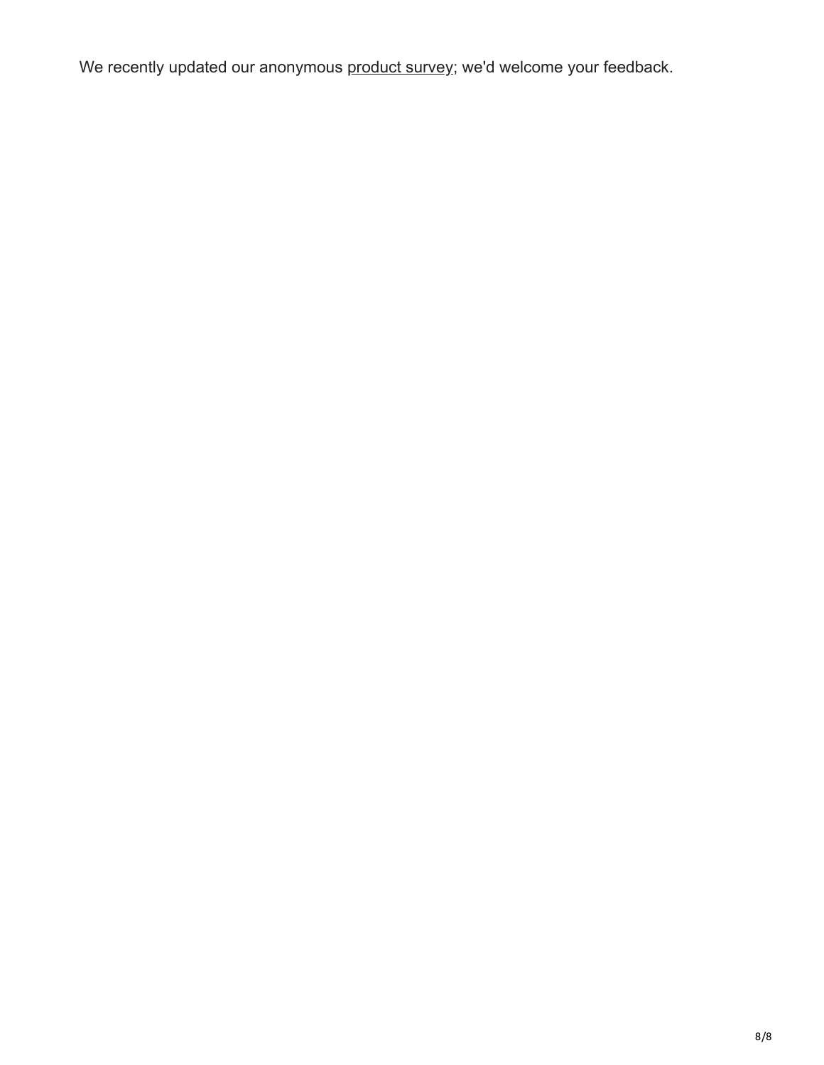We recently updated our anonymous product survey; we'd welcome your feedback.